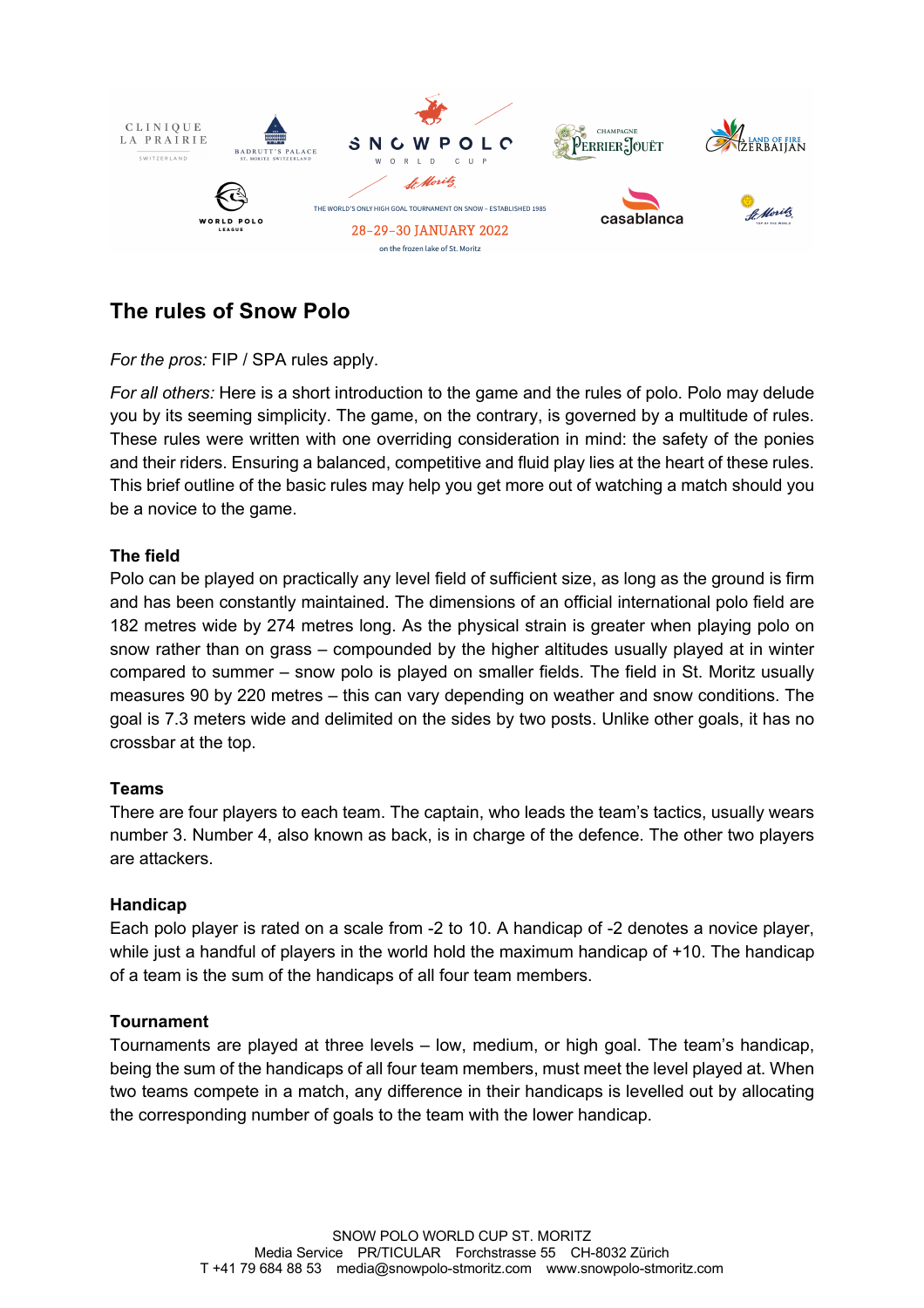SNOW POLO WORLD CUP St. Moritz

THE WORLD'S ONLY HIGH GOAL TOURNAMENT ON SNOW – ESTABLISHED 1985

28-29-30 JANUARY 2022

on the frozen lake of St. Moritz

# The rules of Snow Polo

*For the pros:* FIP / SPA rules apply.

*For all others:* Here is a short introduction to the game and the rules of polo. Polo may delude you by its seeming simplicity. The game, on the contrary, is governed by a multitude of rules. These rules were written with one overriding consideration in mind: the safety of the ponies and their riders. Ensuring a balanced, competitive and fluid play lies at the heart of these rules. This brief outline of the basic rules may help you get more out of watching a match should you be a novice to the game.

**The field**

Polo can be played on practically any level field of sufficient size, as long as the ground is firm and has been constantly maintained. The dimensions of an official international polo field are 182 metres wide by 274 metres long. As the physical strain is greater when playing polo on snow rather than on grass – compounded by the higher altitudes usually played at in winter compared to summer – snow polo is played on smaller fields. The field in St. Moritz usually measures 90 by 220 metres – this can vary depending on weather and snow conditions. The goal is 7.3 meters wide and delimited on the sides by two posts. Unlike other goals, it has no crossbar at the top.

**Teams**

There are four players to each team. The captain, who leads the team's tactics, usually wears number 3. Number 4, also known as back, is in charge of the defence. The other two players are attackers.

**Handicap**

Each polo player is rated on a scale from -2 to 10. A handicap of -2 denotes a novice player, while just a handful of players in the world hold the maximum handicap of +10. The handicap of a team is the sum of the handicaps of all four team members.

**Tournament**

Tournaments are played at three levels – low, medium, or high goal. The team's handicap, being the sum of the handicaps of all four team members, must meet the level played at. When two teams compete in a match, any difference in their handicaps is levelled out by allocating the corresponding number of goals to the team with the lower handicap.

SNOW POLO WORLD CUP ST. MORITZ
Media Service PR/TICULAR Forchstrasse 55 CH-8032 Zürich
T +41 79 684 88 53 media@snowpolo-stmoritz.com www.snowpolo-stmoritz.com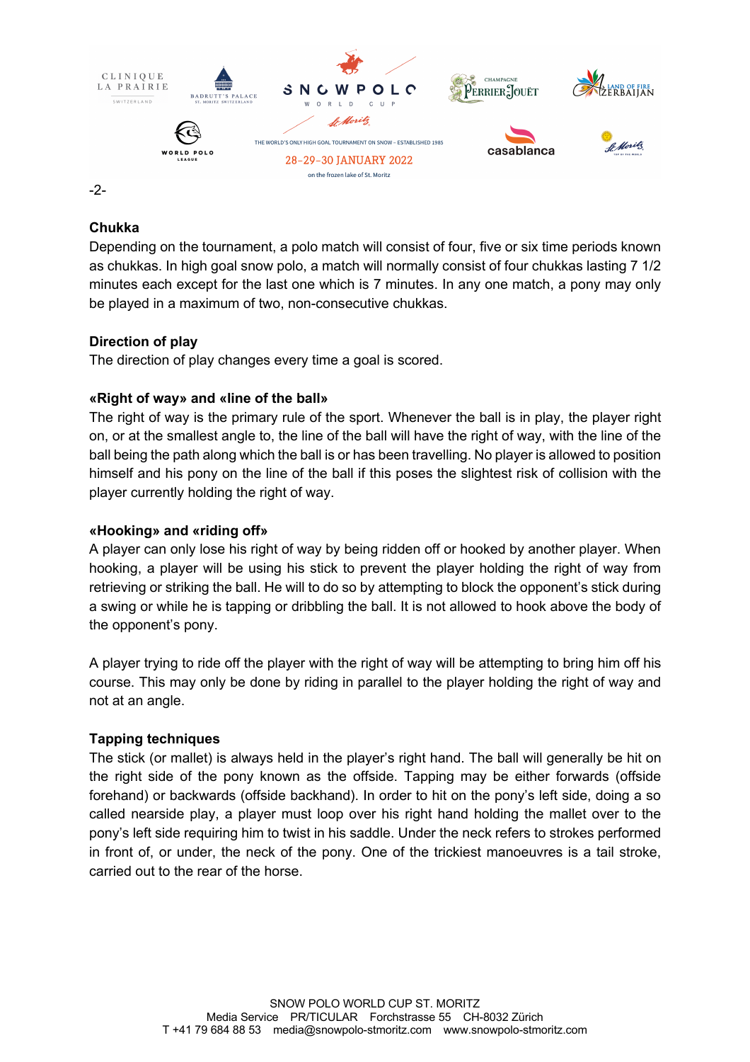## Chukka

Depending on the tournament, a polo match will consist of four, five or six time periods known as chukkas. In high goal snow polo, a match will normally consist of four chukkas lasting 7 1/2 minutes each except for the last one which is 7 minutes. In any one match, a pony may only be played in a maximum of two, non-consecutive chukkas.

## Direction of play

The direction of play changes every time a goal is scored.

## «Right of way» and «line of the ball»

The right of way is the primary rule of the sport. Whenever the ball is in play, the player right on, or at the smallest angle to, the line of the ball will have the right of way, with the line of the ball being the path along which the ball is or has been travelling. No player is allowed to position himself and his pony on the line of the ball if this poses the slightest risk of collision with the player currently holding the right of way.

## «Hooking» and «riding off»

A player can only lose his right of way by being ridden off or hooked by another player. When hooking, a player will be using his stick to prevent the player holding the right of way from retrieving or striking the ball. He will to do so by attempting to block the opponent's stick during a swing or while he is tapping or dribbling the ball. It is not allowed to hook above the body of the opponent's pony.

A player trying to ride off the player with the right of way will be attempting to bring him off his course. This may only be done by riding in parallel to the player holding the right of way and not at an angle.

## Tapping techniques

The stick (or mallet) is always held in the player's right hand. The ball will generally be hit on the right side of the pony known as the offside. Tapping may be either forwards (offside forehand) or backwards (offside backhand). In order to hit on the pony's left side, doing a so called nearside play, a player must loop over his right hand holding the mallet over to the pony's left side requiring him to twist in his saddle. Under the neck refers to strokes performed in front of, or under, the neck of the pony. One of the trickiest manoeuvres is a tail stroke, carried out to the rear of the horse.